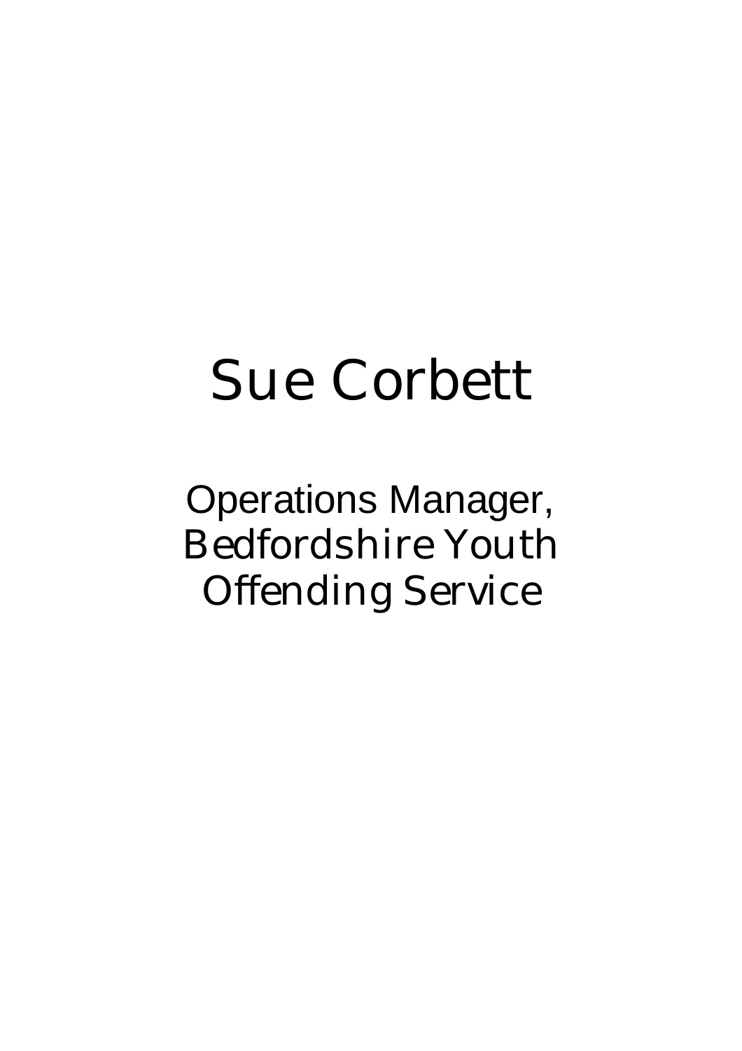# Sue Corbett

Operations Manager,
Bedfordshire Youth
Offending Service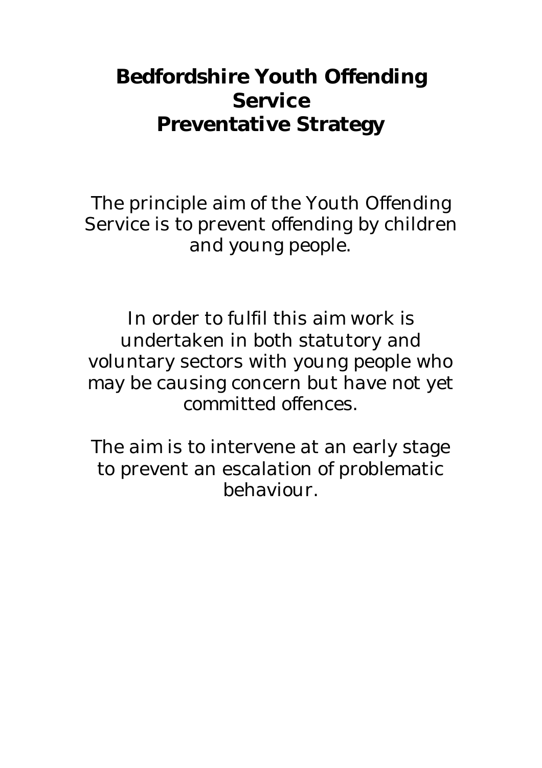# Bedfordshire Youth Offending Service
# Preventative Strategy

The principle aim of the Youth Offending Service is to prevent offending by children and young people.

In order to fulfil this aim work is undertaken in both statutory and voluntary sectors with young people who may be causing concern but have not yet committed offences.

The aim is to intervene at an early stage to prevent an escalation of problematic behaviour.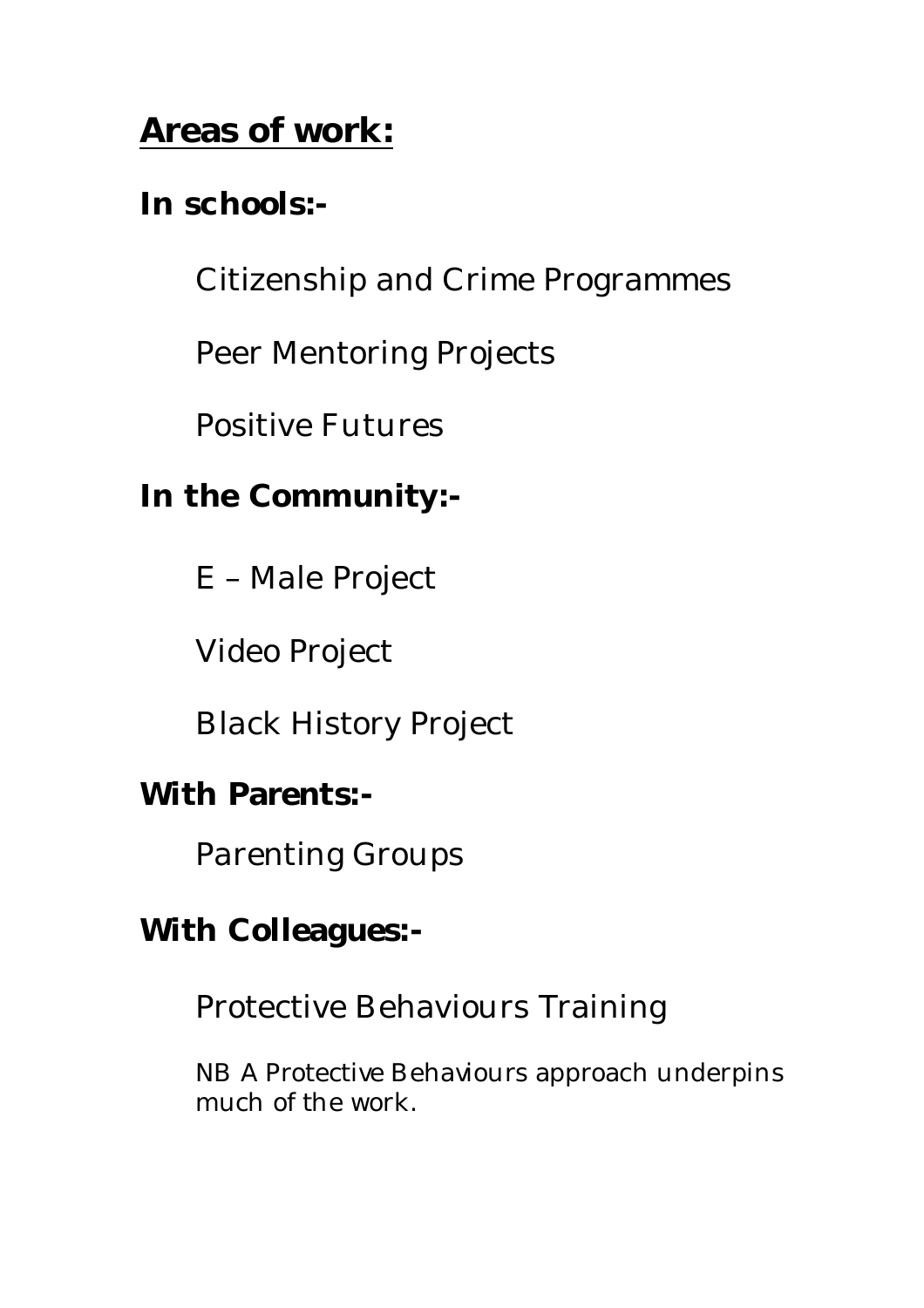## Areas of work:

### In schools:-

Citizenship and Crime Programmes

Peer Mentoring Projects

Positive Futures

### In the Community:-

E – Male Project

Video Project

Black History Project

### With Parents:-

Parenting Groups

### With Colleagues:-

Protective Behaviours Training

NB A Protective Behaviours approach underpins much of the work.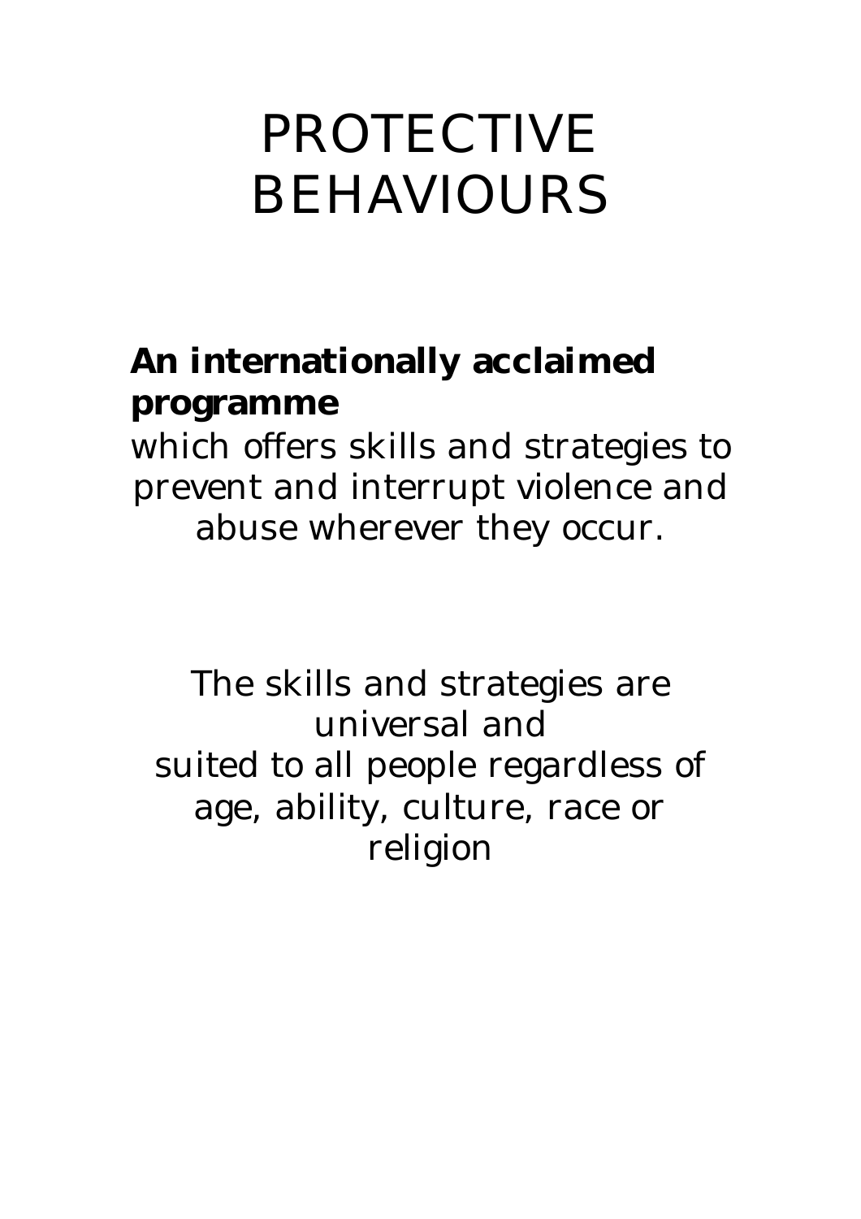# PROTECTIVE BEHAVIOURS

**An internationally acclaimed programme** which offers skills and strategies to prevent and interrupt violence and abuse wherever they occur.

The skills and strategies are universal and suited to all people regardless of age, ability, culture, race or religion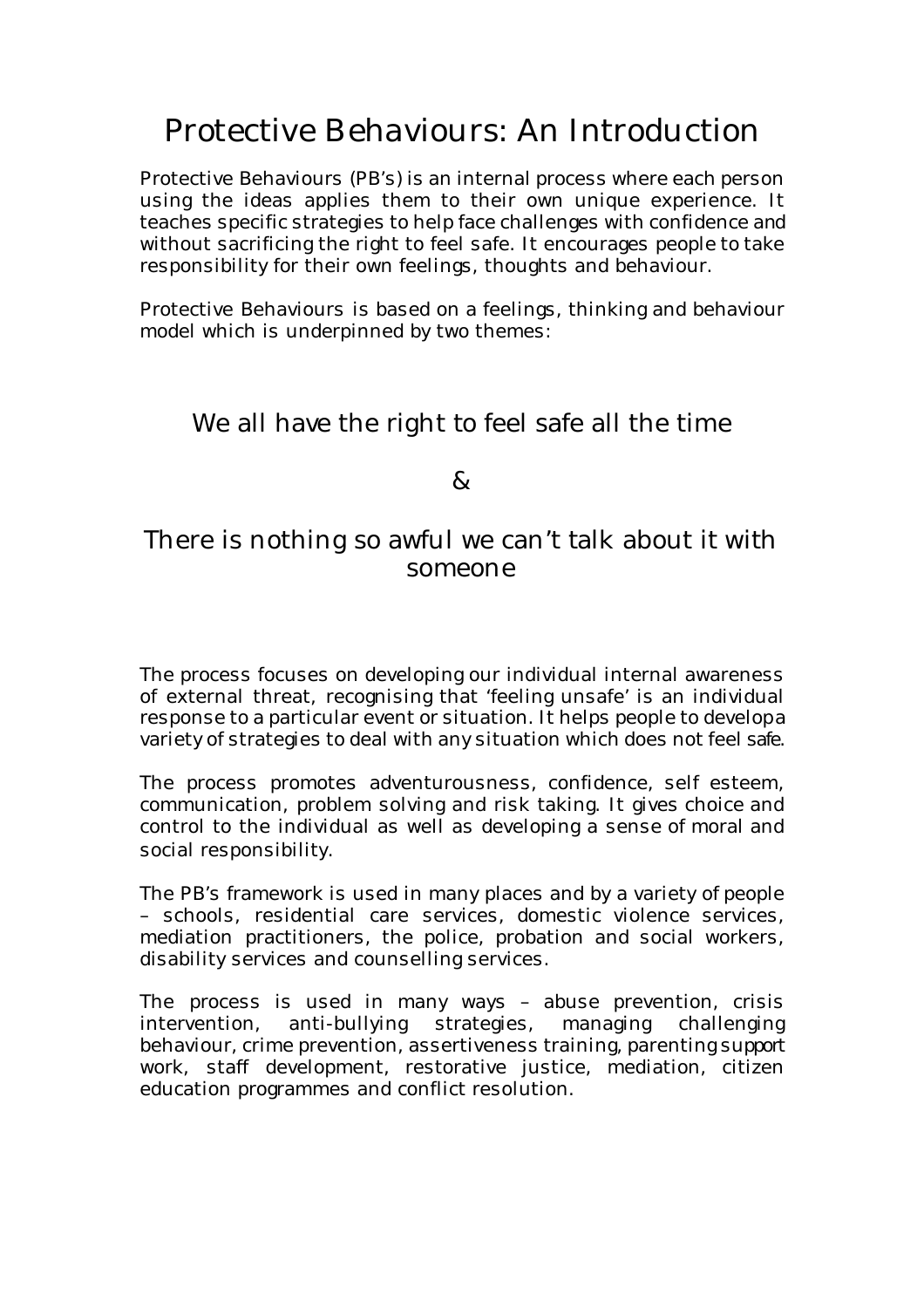# Protective Behaviours: An Introduction

Protective Behaviours (PB's) is an internal process where each person using the ideas applies them to their own unique experience. It teaches specific strategies to help face challenges with confidence and without sacrificing the right to feel safe. It encourages people to take responsibility for their own feelings, thoughts and behaviour.

Protective Behaviours is based on a feelings, thinking and behaviour model which is underpinned by two themes:

## We all have the right to feel safe all the time

## &

## There is nothing so awful we can't talk about it with someone

The process focuses on developing our individual internal awareness of external threat, recognising that 'feeling unsafe' is an individual response to a particular event or situation. It helps people to developa variety of strategies to deal with any situation which does not feel safe.

The process promotes adventurousness, confidence, self esteem, communication, problem solving and risk taking. It gives choice and control to the individual as well as developing a sense of moral and social responsibility.

The PB's framework is used in many places and by a variety of people – schools, residential care services, domestic violence services, mediation practitioners, the police, probation and social workers, disability services and counselling services.

The process is used in many ways – abuse prevention, crisis intervention, anti-bullying strategies, managing challenging behaviour, crime prevention, assertiveness training, parenting support work, staff development, restorative justice, mediation, citizen education programmes and conflict resolution.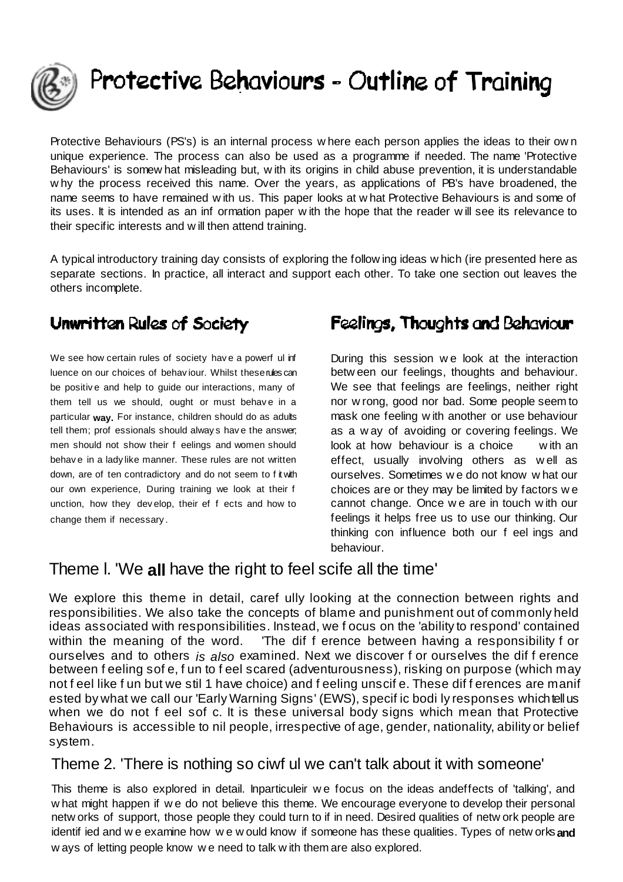# Protective Behaviours - Outline of Training

Protective Behaviours (PS's) is an internal process w here each person applies the ideas to their ow n unique experience. The process can also be used as a programme if needed. The name 'Protective Behaviours' is somew hat misleading but, w ith its origins in child abuse prevention, it is understandable w hy the process received this name. Over the years, as applications of PB's have broadened, the name seems to have remained w ith us. This paper looks at w hat Protective Behaviours is and some of its uses. It is intended as an inf ormation paper w ith the hope that the reader w ill see its relevance to their specific interests and w ill then attend training.

A typical introductory training day consists of exploring the follow ing ideas w hich (ire presented here as separate sections. In practice, all interact and support each other. To take one section out leaves the others incomplete.

## Unwritten Rules of Society

We see how certain rules of society hav e a powerf ul inf luence on our choices of behav iour. Whilst these rules can be positiv e and help to guide our interactions, many of them tell us we should, ought or must behav e in a particular **way.** For instance, children should do as adults tell them; prof essionals should alway s hav e the answer; men should not show their f eelings and women should behav e in a lady like manner. These rules are not written down, are of ten contradictory and do not seem to f it with our own experience, During training we look at their f unction, how they dev elop, their ef f ects and how to change them if necessary.

## Feelings, Thoughts and Behaviour

During this session w e look at the interaction betw een our feelings, thoughts and behaviour. We see that feelings are feelings, neither right nor w rong, good nor bad. Some people seem to mask one feeling w ith another or use behaviour as a w ay of avoiding or covering feelings. We look at how behaviour is a choice w ith an effect, usually involving others as w ell as ourselves. Sometimes w e do not know w hat our choices are or they may be limited by factors w e cannot change. Once w e are in touch w ith our feelings it helps free us to use our thinking. Our thinking con influence both our f eel ings and behaviour.

## Theme l. 'We **all** have the right to feel scife all the time'

We explore this theme in detail, caref ully looking at the connection between rights and responsibilities. We also take the concepts of blame and punishment out of commonly held ideas associated with responsibilities. Instead, we f ocus on the 'ability to respond' contained within the meaning of the word. 'The dif f erence between having a responsibility f or ourselves and to others *is also* examined. Next we discover f or ourselves the dif f erence between f eeling sof e, f un to f eel scared (adventurousness), risking on purpose (which may not f eel like f un but we stil 1 have choice) and f eeling unscif e. These dif f erences are manif ested by what we call our 'Early Warning Signs' (EWS), specif ic bodi ly responses which tell us when we do not f eel sof c. It is these universal body signs which mean that Protective Behaviours is accessible to nil people, irrespective of age, gender, nationality, ability or belief system.

## Theme 2. 'There is nothing so ciwf ul we can't talk about it with someone'

This theme is also explored in detail. Inparticuleir w e focus on the ideas andeffects of 'talking', and w hat might happen if w e do not believe this theme. We encourage everyone to develop their personal netw orks of support, those people they could turn to if in need. Desired qualities of netw ork people are identif ied and w e examine how w e w ould know if someone has these qualities. Types of netw orks **and** w ays of letting people know w e need to talk w ith them are also explored.